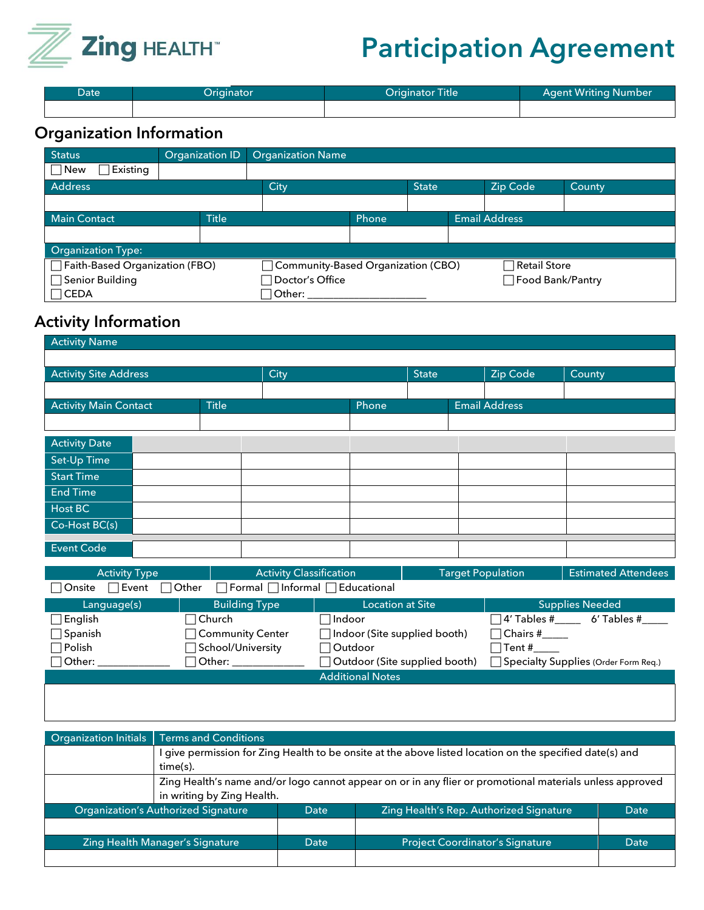Zing HEALTH™

# Participation Agreement

| Date | Originator | Originator Title | Agent Writing Number |
|---|---|---|---|
| | | | |

## Organization Information

| Status | Organization ID | Organization Name |
|---|---|---|
| ☐ New ☐ Existing | | |

| Address | City | State | Zip Code | County |
|---|---|---|---|---|
| | | | | |

| Main Contact | Title | Phone | Email Address |
|---|---|---|---|
| | | | |

| Organization Type: | | |
|---|---|---|
| ☐ Faith-Based Organization (FBO) | ☐ Community-Based Organization (CBO) | ☐ Retail Store |
| ☐ Senior Building | ☐ Doctor's Office | ☐ Food Bank/Pantry |
| ☐ CEDA | ☐ Other: ______________________ | |

## Activity Information

| Activity Name |
|---|
| |

| Activity Site Address | City | State | Zip Code | County |
|---|---|---|---|---|
| | | | | |

| Activity Main Contact | Title | Phone | Email Address |
|---|---|---|---|
| | | | |

| Activity Date | | | | | |
|---|---|---|---|---|---|
| Set-Up Time | | | | | |
| Start Time | | | | | |
| End Time | | | | | |
| Host BC | | | | | |
| Co-Host BC(s) | | | | | |
| Event Code | | | | | |

| Activity Type | Activity Classification | Target Population | Estimated Attendees |
|---|---|---|---|
| ☐ Onsite ☐ Event ☐ Other | ☐ Formal ☐ Informal ☐ Educational | | |

| Language(s) | Building Type | Location at Site | Supplies Needed |
|---|---|---|---|
| ☐ English | ☐ Church | ☐ Indoor | ☐ 4' Tables #_____ 6' Tables #_____ |
| ☐ Spanish | ☐ Community Center | ☐ Indoor (Site supplied booth) | ☐ Chairs #_____ |
| ☐ Polish | ☐ School/University | ☐ Outdoor | ☐ Tent #_____ |
| ☐ Other: _____________ | ☐ Other: _____________ | ☐ Outdoor (Site supplied booth) | ☐ Specialty Supplies (Order Form Req.) |

| Additional Notes |
|---|
| |

| Organization Initials | Terms and Conditions |
|---|---|
| | I give permission for Zing Health to be onsite at the above listed location on the specified date(s) and time(s). |
| | Zing Health's name and/or logo cannot appear on or in any flier or promotional materials unless approved in writing by Zing Health. |

| Organization's Authorized Signature | Date | Zing Health's Rep. Authorized Signature | Date |
|---|---|---|---|
| | | | |

| Zing Health Manager's Signature | Date | Project Coordinator's Signature | Date |
|---|---|---|---|
| | | | |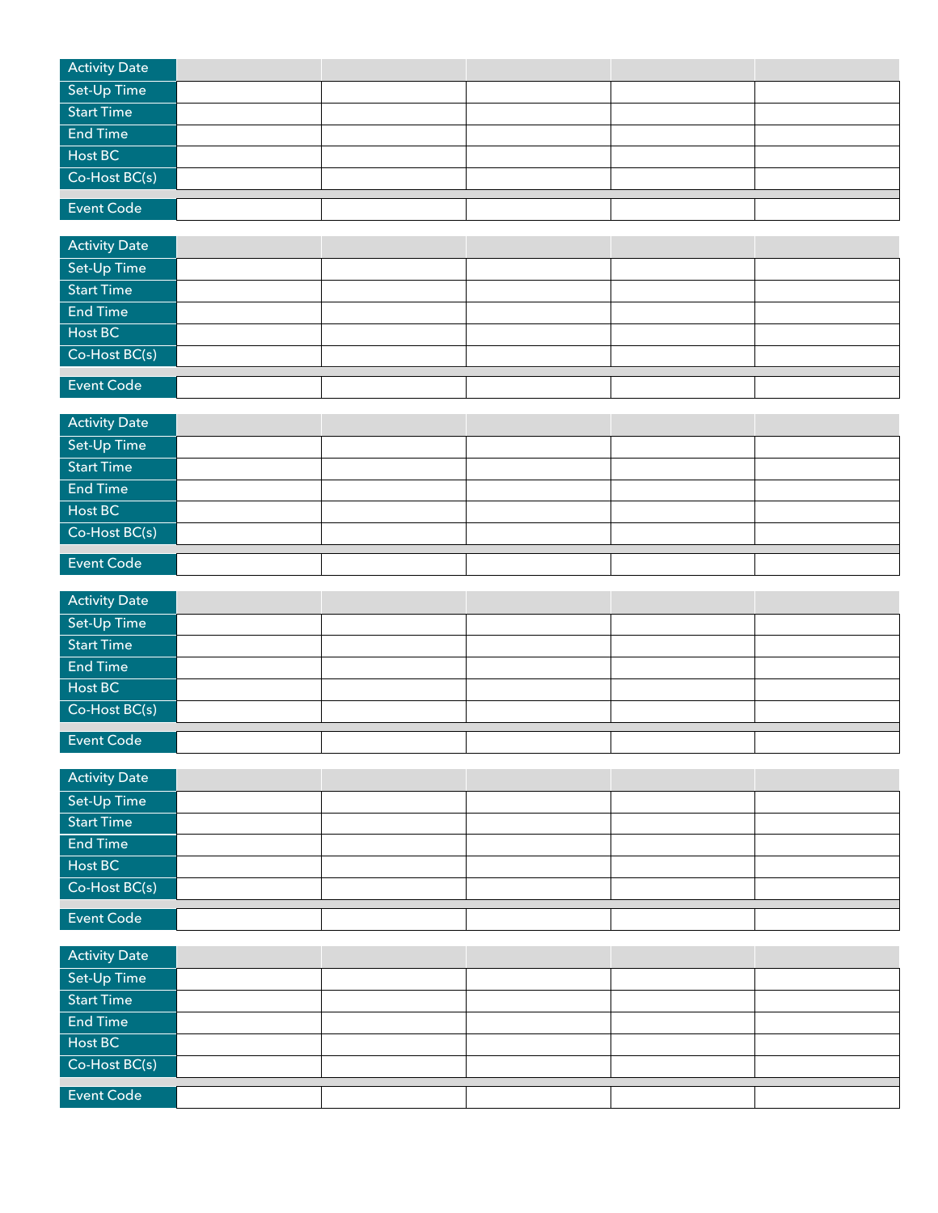| | | | | | |
|---|---|---|---|---|---|
| Activity Date | | | | | |
| Set-Up Time | | | | | |
| Start Time | | | | | |
| End Time | | | | | |
| Host BC | | | | | |
| Co-Host BC(s) | | | | | |
| Event Code | | | | | |

| | | | | | |
|---|---|---|---|---|---|
| Activity Date | | | | | |
| Set-Up Time | | | | | |
| Start Time | | | | | |
| End Time | | | | | |
| Host BC | | | | | |
| Co-Host BC(s) | | | | | |
| Event Code | | | | | |

| | | | | | |
|---|---|---|---|---|---|
| Activity Date | | | | | |
| Set-Up Time | | | | | |
| Start Time | | | | | |
| End Time | | | | | |
| Host BC | | | | | |
| Co-Host BC(s) | | | | | |
| Event Code | | | | | |

| | | | | | |
|---|---|---|---|---|---|
| Activity Date | | | | | |
| Set-Up Time | | | | | |
| Start Time | | | | | |
| End Time | | | | | |
| Host BC | | | | | |
| Co-Host BC(s) | | | | | |
| Event Code | | | | | |

| | | | | | |
|---|---|---|---|---|---|
| Activity Date | | | | | |
| Set-Up Time | | | | | |
| Start Time | | | | | |
| End Time | | | | | |
| Host BC | | | | | |
| Co-Host BC(s) | | | | | |
| Event Code | | | | | |

| | | | | | |
|---|---|---|---|---|---|
| Activity Date | | | | | |
| Set-Up Time | | | | | |
| Start Time | | | | | |
| End Time | | | | | |
| Host BC | | | | | |
| Co-Host BC(s) | | | | | |
| Event Code | | | | | |